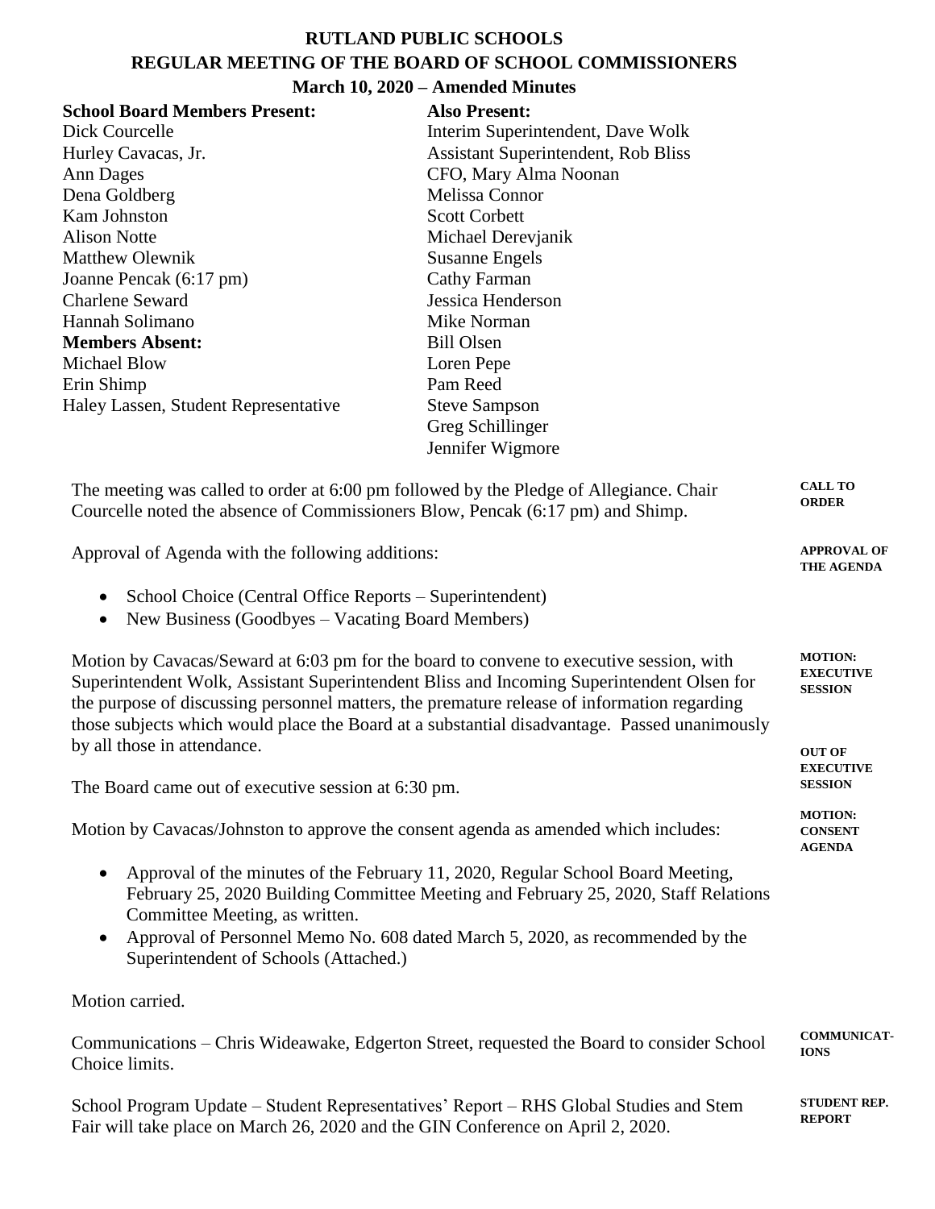# RUTLAND PUBLIC SCHOOLS
## REGULAR MEETING OF THE BOARD OF SCHOOL COMMISSIONERS
### March 10, 2020 – Amended Minutes

**School Board Members Present:**
Dick Courcelle
Hurley Cavacas, Jr.
Ann Dages
Dena Goldberg
Kam Johnston
Alison Notte
Matthew Olewnik
Joanne Pencak (6:17 pm)
Charlene Seward
Hannah Solimano

**Members Absent:**
Michael Blow
Erin Shimp
Haley Lassen, Student Representative

**Also Present:**
Interim Superintendent, Dave Wolk
Assistant Superintendent, Rob Bliss
CFO, Mary Alma Noonan
Melissa Connor
Scott Corbett
Michael Derevjanik
Susanne Engels
Cathy Farman
Jessica Henderson
Mike Norman
Bill Olsen
Loren Pepe
Pam Reed
Steve Sampson
Greg Schillinger
Jennifer Wigmore

**CALL TO ORDER**

The meeting was called to order at 6:00 pm followed by the Pledge of Allegiance. Chair Courcelle noted the absence of Commissioners Blow, Pencak (6:17 pm) and Shimp.

**APPROVAL OF THE AGENDA**

Approval of Agenda with the following additions:

- School Choice (Central Office Reports – Superintendent)
- New Business (Goodbyes – Vacating Board Members)

**MOTION: EXECUTIVE SESSION**

Motion by Cavacas/Seward at 6:03 pm for the board to convene to executive session, with Superintendent Wolk, Assistant Superintendent Bliss and Incoming Superintendent Olsen for the purpose of discussing personnel matters, the premature release of information regarding those subjects which would place the Board at a substantial disadvantage. Passed unanimously by all those in attendance.

**OUT OF EXECUTIVE SESSION**

The Board came out of executive session at 6:30 pm.

**MOTION: CONSENT AGENDA**

Motion by Cavacas/Johnston to approve the consent agenda as amended which includes:

- Approval of the minutes of the February 11, 2020, Regular School Board Meeting, February 25, 2020 Building Committee Meeting and February 25, 2020, Staff Relations Committee Meeting, as written.
- Approval of Personnel Memo No. 608 dated March 5, 2020, as recommended by the Superintendent of Schools (Attached.)

Motion carried.

**COMMUNICATIONS**

Communications – Chris Wideawake, Edgerton Street, requested the Board to consider School Choice limits.

**STUDENT REP. REPORT**

School Program Update – Student Representatives' Report – RHS Global Studies and Stem Fair will take place on March 26, 2020 and the GIN Conference on April 2, 2020.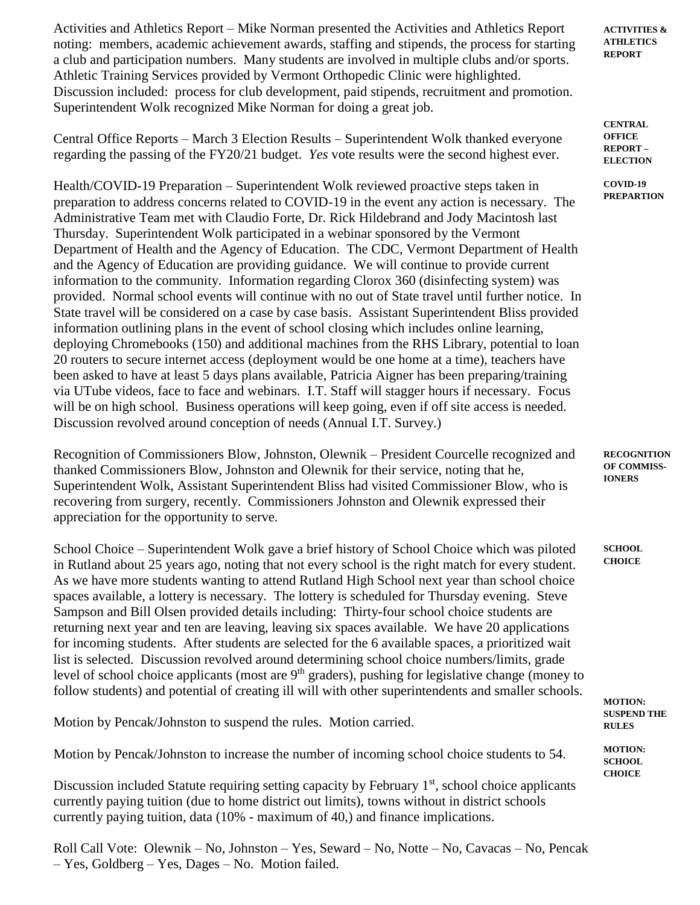**ACTIVITIES & ATHLETICS REPORT**

Activities and Athletics Report – Mike Norman presented the Activities and Athletics Report noting: members, academic achievement awards, staffing and stipends, the process for starting a club and participation numbers. Many students are involved in multiple clubs and/or sports. Athletic Training Services provided by Vermont Orthopedic Clinic were highlighted. Discussion included: process for club development, paid stipends, recruitment and promotion. Superintendent Wolk recognized Mike Norman for doing a great job.

**CENTRAL OFFICE REPORT – ELECTION**

Central Office Reports – March 3 Election Results – Superintendent Wolk thanked everyone regarding the passing of the FY20/21 budget. *Yes* vote results were the second highest ever.

**COVID-19 PREPARTION**

Health/COVID-19 Preparation – Superintendent Wolk reviewed proactive steps taken in preparation to address concerns related to COVID-19 in the event any action is necessary. The Administrative Team met with Claudio Forte, Dr. Rick Hildebrand and Jody Macintosh last Thursday. Superintendent Wolk participated in a webinar sponsored by the Vermont Department of Health and the Agency of Education. The CDC, Vermont Department of Health and the Agency of Education are providing guidance. We will continue to provide current information to the community. Information regarding Clorox 360 (disinfecting system) was provided. Normal school events will continue with no out of State travel until further notice. In State travel will be considered on a case by case basis. Assistant Superintendent Bliss provided information outlining plans in the event of school closing which includes online learning, deploying Chromebooks (150) and additional machines from the RHS Library, potential to loan 20 routers to secure internet access (deployment would be one home at a time), teachers have been asked to have at least 5 days plans available, Patricia Aigner has been preparing/training via UTube videos, face to face and webinars. I.T. Staff will stagger hours if necessary. Focus will be on high school. Business operations will keep going, even if off site access is needed. Discussion revolved around conception of needs (Annual I.T. Survey.)

**RECOGNITION OF COMMISS-IONERS**

Recognition of Commissioners Blow, Johnston, Olewnik – President Courcelle recognized and thanked Commissioners Blow, Johnston and Olewnik for their service, noting that he, Superintendent Wolk, Assistant Superintendent Bliss had visited Commissioner Blow, who is recovering from surgery, recently. Commissioners Johnston and Olewnik expressed their appreciation for the opportunity to serve.

**SCHOOL CHOICE**

School Choice – Superintendent Wolk gave a brief history of School Choice which was piloted in Rutland about 25 years ago, noting that not every school is the right match for every student. As we have more students wanting to attend Rutland High School next year than school choice spaces available, a lottery is necessary. The lottery is scheduled for Thursday evening. Steve Sampson and Bill Olsen provided details including: Thirty-four school choice students are returning next year and ten are leaving, leaving six spaces available. We have 20 applications for incoming students. After students are selected for the 6 available spaces, a prioritized wait list is selected. Discussion revolved around determining school choice numbers/limits, grade level of school choice applicants (most are 9th graders), pushing for legislative change (money to follow students) and potential of creating ill will with other superintendents and smaller schools.

**MOTION: SUSPEND THE RULES**

Motion by Pencak/Johnston to suspend the rules. Motion carried.

**MOTION: SCHOOL CHOICE**

Motion by Pencak/Johnston to increase the number of incoming school choice students to 54.

Discussion included Statute requiring setting capacity by February 1st, school choice applicants currently paying tuition (due to home district out limits), towns without in district schools currently paying tuition, data (10% - maximum of 40,) and finance implications.

Roll Call Vote: Olewnik – No, Johnston – Yes, Seward – No, Notte – No, Cavacas – No, Pencak – Yes, Goldberg – Yes, Dages – No. Motion failed.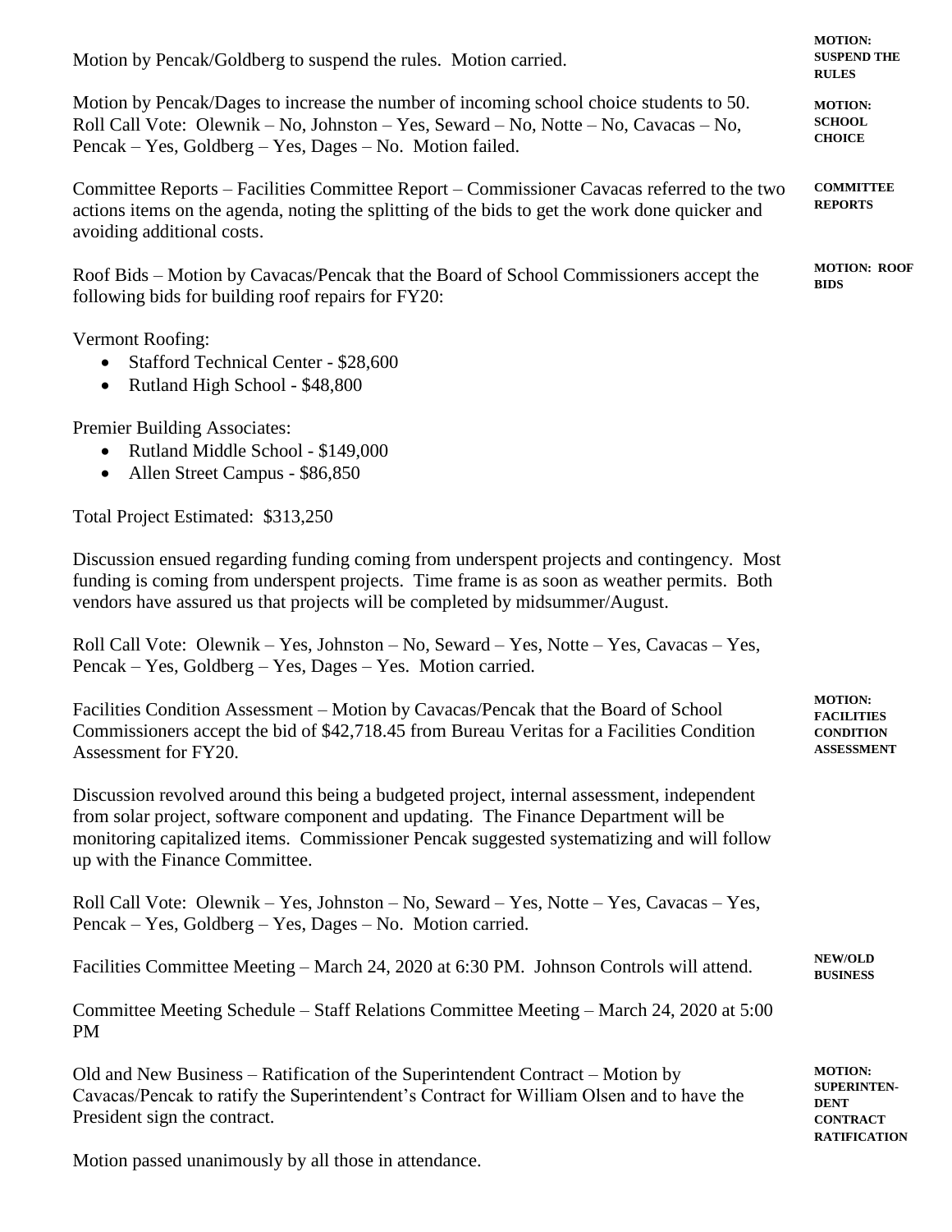Motion by Pencak/Goldberg to suspend the rules. Motion carried.

**MOTION: SUSPEND THE RULES**

Motion by Pencak/Dages to increase the number of incoming school choice students to 50. Roll Call Vote: Olewnik – No, Johnston – Yes, Seward – No, Notte – No, Cavacas – No, Pencak – Yes, Goldberg – Yes, Dages – No. Motion failed.

**MOTION: SCHOOL CHOICE**

Committee Reports – Facilities Committee Report – Commissioner Cavacas referred to the two actions items on the agenda, noting the splitting of the bids to get the work done quicker and avoiding additional costs.

**COMMITTEE REPORTS**

Roof Bids – Motion by Cavacas/Pencak that the Board of School Commissioners accept the following bids for building roof repairs for FY20:

**MOTION: ROOF BIDS**

Vermont Roofing:

- Stafford Technical Center - $28,600
- Rutland High School - $48,800

Premier Building Associates:

- Rutland Middle School - $149,000
- Allen Street Campus - $86,850

Total Project Estimated: $313,250

Discussion ensued regarding funding coming from underspent projects and contingency. Most funding is coming from underspent projects. Time frame is as soon as weather permits. Both vendors have assured us that projects will be completed by midsummer/August.

Roll Call Vote: Olewnik – Yes, Johnston – No, Seward – Yes, Notte – Yes, Cavacas – Yes, Pencak – Yes, Goldberg – Yes, Dages – Yes. Motion carried.

Facilities Condition Assessment – Motion by Cavacas/Pencak that the Board of School Commissioners accept the bid of $42,718.45 from Bureau Veritas for a Facilities Condition Assessment for FY20.

**MOTION: FACILITIES CONDITION ASSESSMENT**

Discussion revolved around this being a budgeted project, internal assessment, independent from solar project, software component and updating. The Finance Department will be monitoring capitalized items. Commissioner Pencak suggested systematizing and will follow up with the Finance Committee.

Roll Call Vote: Olewnik – Yes, Johnston – No, Seward – Yes, Notte – Yes, Cavacas – Yes, Pencak – Yes, Goldberg – Yes, Dages – No. Motion carried.

Facilities Committee Meeting – March 24, 2020 at 6:30 PM. Johnson Controls will attend.

**NEW/OLD BUSINESS**

Committee Meeting Schedule – Staff Relations Committee Meeting – March 24, 2020 at 5:00 PM

Old and New Business – Ratification of the Superintendent Contract – Motion by Cavacas/Pencak to ratify the Superintendent's Contract for William Olsen and to have the President sign the contract.

**MOTION: SUPERINTENDENT CONTRACT RATIFICATION**

Motion passed unanimously by all those in attendance.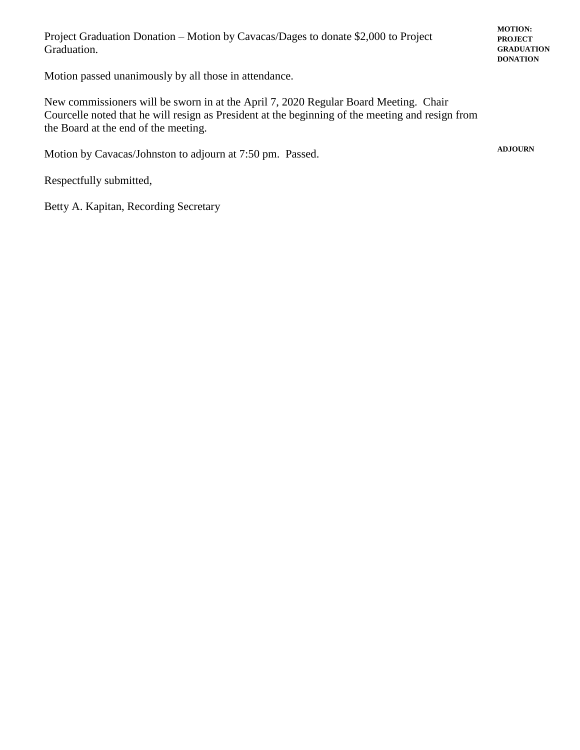Project Graduation Donation – Motion by Cavacas/Dages to donate $2,000 to Project Graduation.

**MOTION: PROJECT GRADUATION DONATION**

Motion passed unanimously by all those in attendance.

New commissioners will be sworn in at the April 7, 2020 Regular Board Meeting. Chair Courcelle noted that he will resign as President at the beginning of the meeting and resign from the Board at the end of the meeting.

**ADJOURN**

Motion by Cavacas/Johnston to adjourn at 7:50 pm. Passed.

Respectfully submitted,

Betty A. Kapitan, Recording Secretary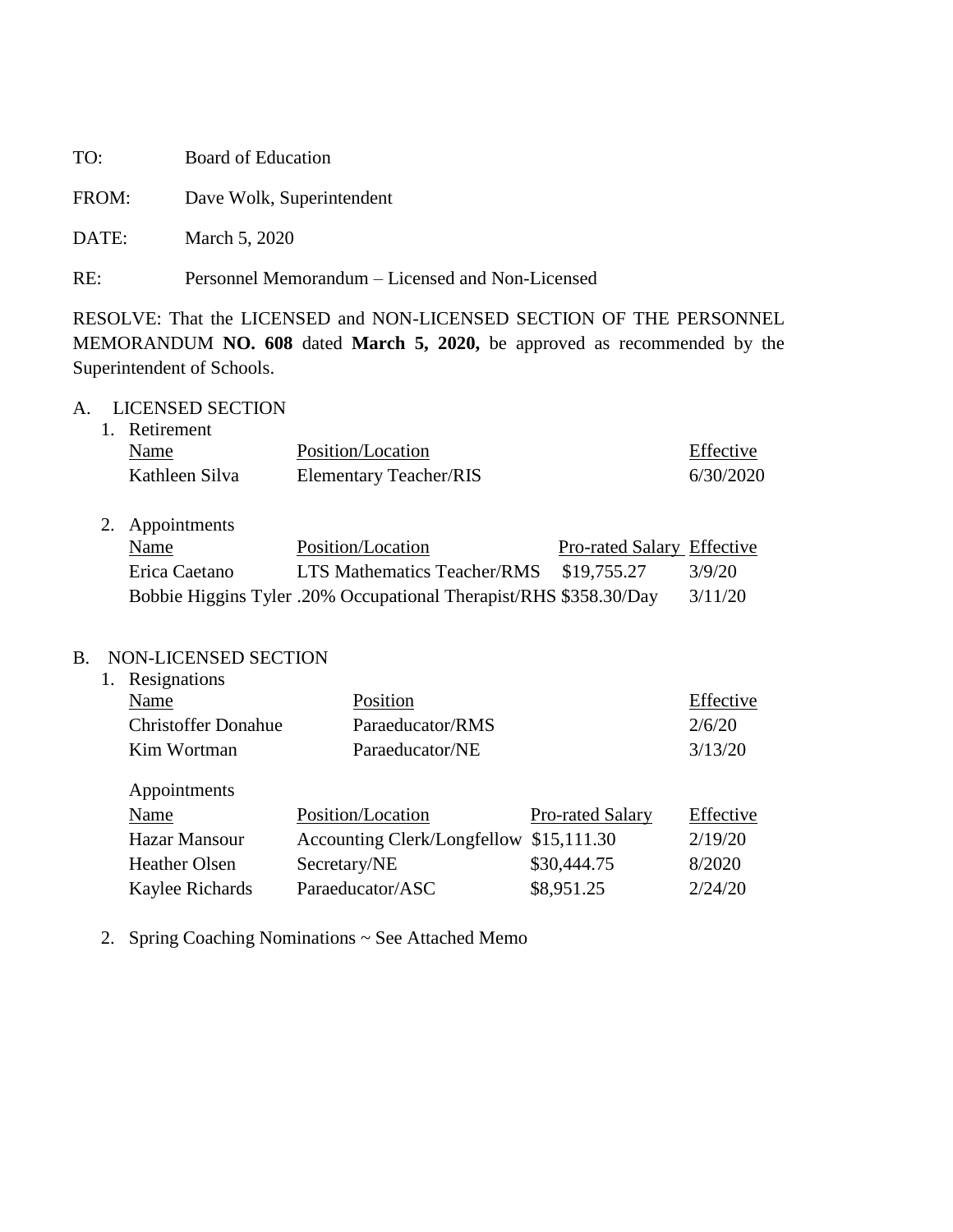TO: Board of Education

FROM: Dave Wolk, Superintendent

DATE: March 5, 2020

RE: Personnel Memorandum – Licensed and Non-Licensed

RESOLVE: That the LICENSED and NON-LICENSED SECTION OF THE PERSONNEL MEMORANDUM **NO. 608** dated **March 5, 2020,** be approved as recommended by the Superintendent of Schools.

A. LICENSED SECTION

1. Retirement

| Name | Position/Location | Effective |
|---|---|---|
| Kathleen Silva | Elementary Teacher/RIS | 6/30/2020 |

2. Appointments

| Name | Position/Location | Pro-rated Salary | Effective |
|---|---|---|---|
| Erica Caetano | LTS Mathematics Teacher/RMS | $19,755.27 | 3/9/20 |
| Bobbie Higgins Tyler | .20% Occupational Therapist/RHS | $358.30/Day | 3/11/20 |

B. NON-LICENSED SECTION

1. Resignations

| Name | Position | Effective |
|---|---|---|
| Christoffer Donahue | Paraeducator/RMS | 2/6/20 |
| Kim Wortman | Paraeducator/NE | 3/13/20 |

Appointments

| Name | Position/Location | Pro-rated Salary | Effective |
|---|---|---|---|
| Hazar Mansour | Accounting Clerk/Longfellow | $15,111.30 | 2/19/20 |
| Heather Olsen | Secretary/NE | $30,444.75 | 8/2020 |
| Kaylee Richards | Paraeducator/ASC | $8,951.25 | 2/24/20 |

2. Spring Coaching Nominations ~ See Attached Memo